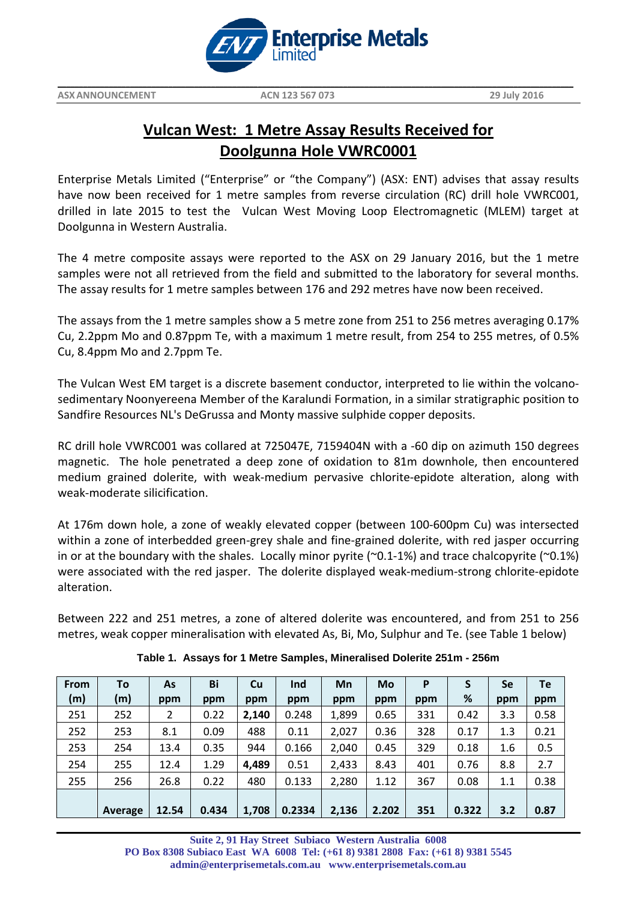Enterprise Metals Limited

ASX ANNOUNCEMENT ACN 123 567 073 29 July 2016

# Vulcan West: 1 Metre Assay Results Received for Doolgunna Hole VWRC0001

Enterprise Metals Limited ("Enterprise" or "the Company") (ASX: ENT) advises that assay results have now been received for 1 metre samples from reverse circulation (RC) drill hole VWRC001, drilled in late 2015 to test the Vulcan West Moving Loop Electromagnetic (MLEM) target at Doolgunna in Western Australia.

The 4 metre composite assays were reported to the ASX on 29 January 2016, but the 1 metre samples were not all retrieved from the field and submitted to the laboratory for several months. The assay results for 1 metre samples between 176 and 292 metres have now been received.

The assays from the 1 metre samples show a 5 metre zone from 251 to 256 metres averaging 0.17% Cu, 2.2ppm Mo and 0.87ppm Te, with a maximum 1 metre result, from 254 to 255 metres, of 0.5% Cu, 8.4ppm Mo and 2.7ppm Te.

The Vulcan West EM target is a discrete basement conductor, interpreted to lie within the volcano-sedimentary Noonyereena Member of the Karalundi Formation, in a similar stratigraphic position to Sandfire Resources NL's DeGrussa and Monty massive sulphide copper deposits.

RC drill hole VWRC001 was collared at 725047E, 7159404N with a -60 dip on azimuth 150 degrees magnetic. The hole penetrated a deep zone of oxidation to 81m downhole, then encountered medium grained dolerite, with weak-medium pervasive chlorite-epidote alteration, along with weak-moderate silicification.

At 176m down hole, a zone of weakly elevated copper (between 100-600pm Cu) was intersected within a zone of interbedded green-grey shale and fine-grained dolerite, with red jasper occurring in or at the boundary with the shales. Locally minor pyrite (~0.1-1%) and trace chalcopyrite (~0.1%) were associated with the red jasper. The dolerite displayed weak-medium-strong chlorite-epidote alteration.

Between 222 and 251 metres, a zone of altered dolerite was encountered, and from 251 to 256 metres, weak copper mineralisation with elevated As, Bi, Mo, Sulphur and Te. (see Table 1 below)

**Table 1. Assays for 1 Metre Samples, Mineralised Dolerite 251m - 256m**

| From (m) | To (m) | As ppm | Bi ppm | Cu ppm | Ind ppm | Mn ppm | Mo ppm | P ppm | S % | Se ppm | Te ppm |
|---|---|---|---|---|---|---|---|---|---|---|---|
| 251 | 252 | 2 | 0.22 | **2,140** | 0.248 | 1,899 | 0.65 | 331 | 0.42 | 3.3 | 0.58 |
| 252 | 253 | 8.1 | 0.09 | 488 | 0.11 | 2,027 | 0.36 | 328 | 0.17 | 1.3 | 0.21 |
| 253 | 254 | 13.4 | 0.35 | 944 | 0.166 | 2,040 | 0.45 | 329 | 0.18 | 1.6 | 0.5 |
| 254 | 255 | 12.4 | 1.29 | **4,489** | 0.51 | 2,433 | 8.43 | 401 | 0.76 | 8.8 | 2.7 |
| 255 | 256 | 26.8 | 0.22 | 480 | 0.133 | 2,280 | 1.12 | 367 | 0.08 | 1.1 | 0.38 |
| | **Average** | **12.54** | **0.434** | **1,708** | **0.2334** | **2,136** | **2.202** | **351** | **0.322** | **3.2** | **0.87** |

Suite 2, 91 Hay Street Subiaco Western Australia 6008
PO Box 8308 Subiaco East WA 6008 Tel: (+61 8) 9381 2808 Fax: (+61 8) 9381 5545
admin@enterprisemetals.com.au www.enterprisemetals.com.au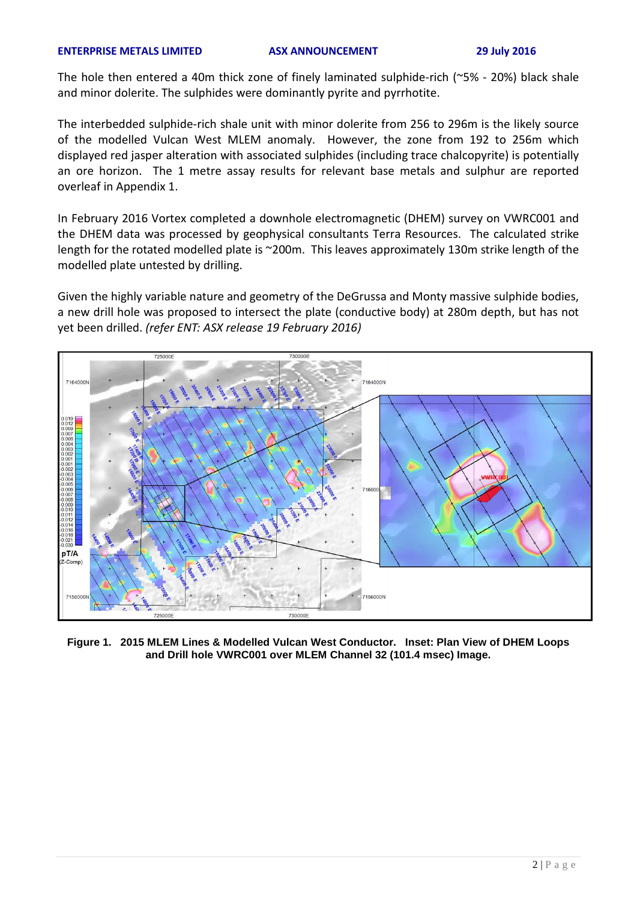The hole then entered a 40m thick zone of finely laminated sulphide-rich (~5% - 20%) black shale and minor dolerite. The sulphides were dominantly pyrite and pyrrhotite.

The interbedded sulphide-rich shale unit with minor dolerite from 256 to 296m is the likely source of the modelled Vulcan West MLEM anomaly. However, the zone from 192 to 256m which displayed red jasper alteration with associated sulphides (including trace chalcopyrite) is potentially an ore horizon. The 1 metre assay results for relevant base metals and sulphur are reported overleaf in Appendix 1.

In February 2016 Vortex completed a downhole electromagnetic (DHEM) survey on VWRC001 and the DHEM data was processed by geophysical consultants Terra Resources. The calculated strike length for the rotated modelled plate is ~200m. This leaves approximately 130m strike length of the modelled plate untested by drilling.

Given the highly variable nature and geometry of the DeGrussa and Monty massive sulphide bodies, a new drill hole was proposed to intersect the plate (conductive body) at 280m depth, but has not yet been drilled. *(refer ENT: ASX release 19 February 2016)*

**Figure 1. 2015 MLEM Lines & Modelled Vulcan West Conductor. Inset: Plan View of DHEM Loops and Drill hole VWRC001 over MLEM Channel 32 (101.4 msec) Image.**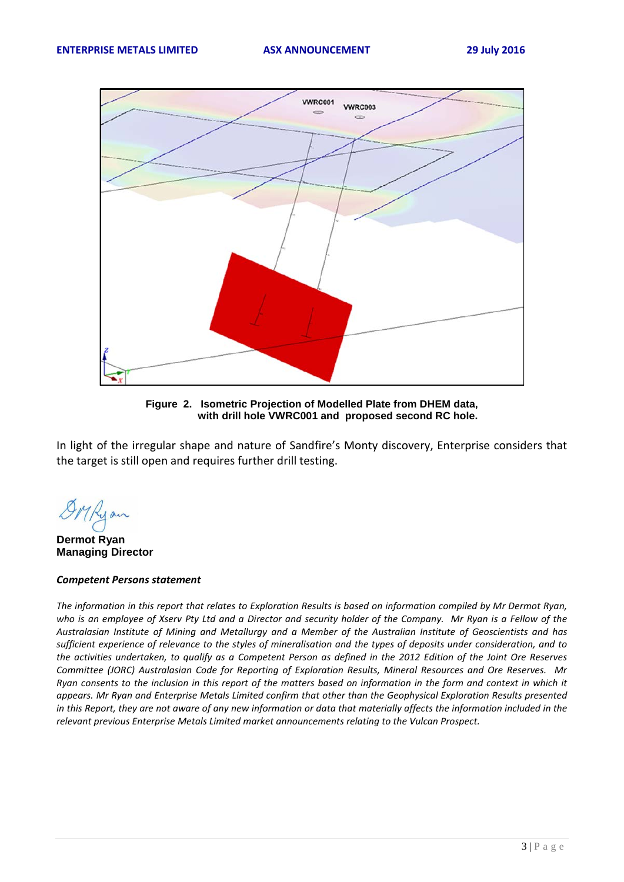**Figure 2. Isometric Projection of Modelled Plate from DHEM data, with drill hole VWRC001 and proposed second RC hole.**

In light of the irregular shape and nature of Sandfire's Monty discovery, Enterprise considers that the target is still open and requires further drill testing.

**Dermot Ryan**
**Managing Director**

***Competent Persons statement***

*The information in this report that relates to Exploration Results is based on information compiled by Mr Dermot Ryan, who is an employee of Xserv Pty Ltd and a Director and security holder of the Company. Mr Ryan is a Fellow of the Australasian Institute of Mining and Metallurgy and a Member of the Australian Institute of Geoscientists and has sufficient experience of relevance to the styles of mineralisation and the types of deposits under consideration, and to the activities undertaken, to qualify as a Competent Person as defined in the 2012 Edition of the Joint Ore Reserves Committee (JORC) Australasian Code for Reporting of Exploration Results, Mineral Resources and Ore Reserves. Mr Ryan consents to the inclusion in this report of the matters based on information in the form and context in which it appears. Mr Ryan and Enterprise Metals Limited confirm that other than the Geophysical Exploration Results presented in this Report, they are not aware of any new information or data that materially affects the information included in the relevant previous Enterprise Metals Limited market announcements relating to the Vulcan Prospect.*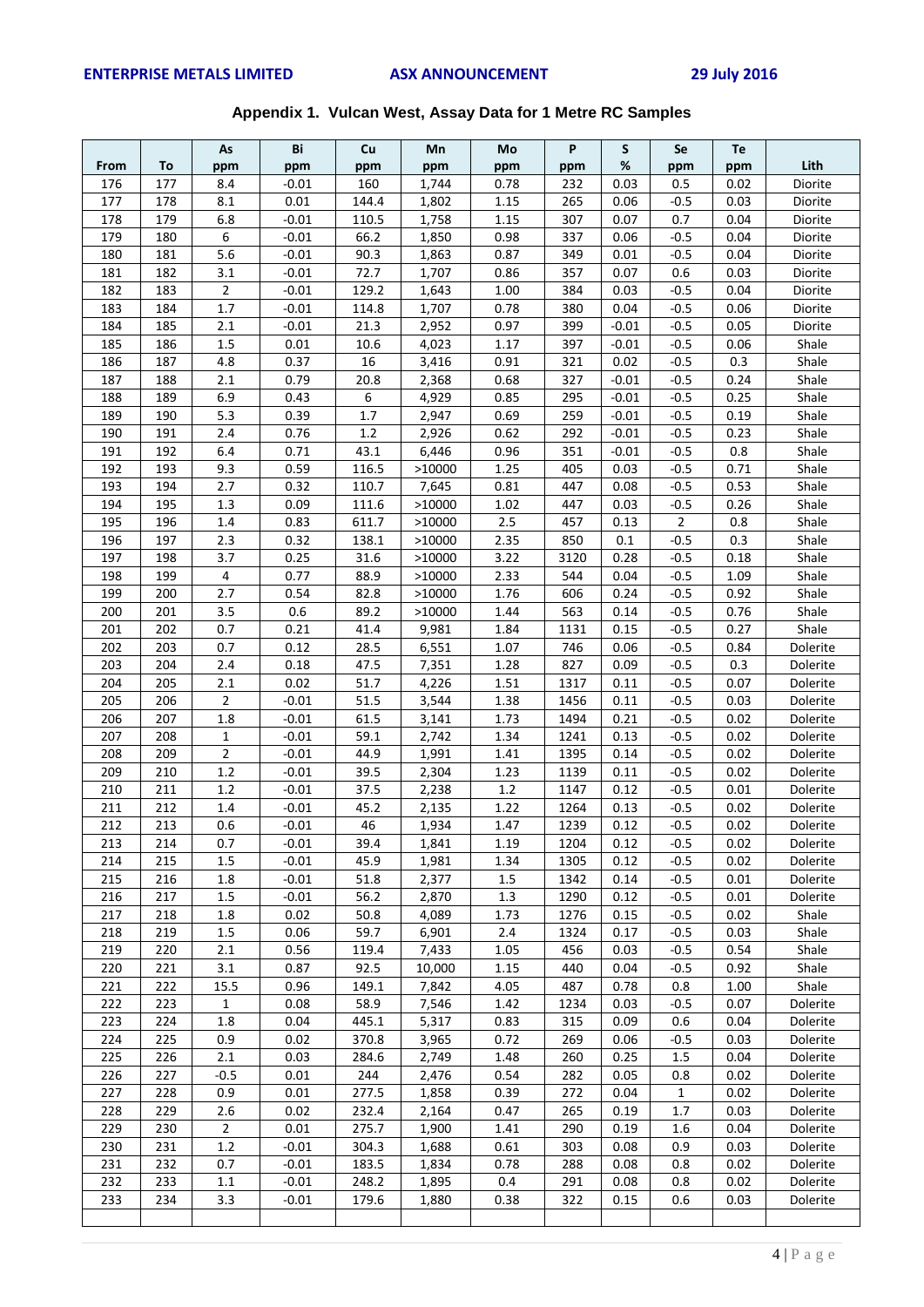## Appendix 1. Vulcan West, Assay Data for 1 Metre RC Samples

| From | To | As ppm | Bi ppm | Cu ppm | Mn ppm | Mo ppm | P ppm | S % | Se ppm | Te ppm | Lith |
|---|---|---|---|---|---|---|---|---|---|---|---|
| 176 | 177 | 8.4 | -0.01 | 160 | 1,744 | 0.78 | 232 | 0.03 | 0.5 | 0.02 | Diorite |
| 177 | 178 | 8.1 | 0.01 | 144.4 | 1,802 | 1.15 | 265 | 0.06 | -0.5 | 0.03 | Diorite |
| 178 | 179 | 6.8 | -0.01 | 110.5 | 1,758 | 1.15 | 307 | 0.07 | 0.7 | 0.04 | Diorite |
| 179 | 180 | 6 | -0.01 | 66.2 | 1,850 | 0.98 | 337 | 0.06 | -0.5 | 0.04 | Diorite |
| 180 | 181 | 5.6 | -0.01 | 90.3 | 1,863 | 0.87 | 349 | 0.01 | -0.5 | 0.04 | Diorite |
| 181 | 182 | 3.1 | -0.01 | 72.7 | 1,707 | 0.86 | 357 | 0.07 | 0.6 | 0.03 | Diorite |
| 182 | 183 | 2 | -0.01 | 129.2 | 1,643 | 1.00 | 384 | 0.03 | -0.5 | 0.04 | Diorite |
| 183 | 184 | 1.7 | -0.01 | 114.8 | 1,707 | 0.78 | 380 | 0.04 | -0.5 | 0.06 | Diorite |
| 184 | 185 | 2.1 | -0.01 | 21.3 | 2,952 | 0.97 | 399 | -0.01 | -0.5 | 0.05 | Diorite |
| 185 | 186 | 1.5 | 0.01 | 10.6 | 4,023 | 1.17 | 397 | -0.01 | -0.5 | 0.06 | Shale |
| 186 | 187 | 4.8 | 0.37 | 16 | 3,416 | 0.91 | 321 | 0.02 | -0.5 | 0.3 | Shale |
| 187 | 188 | 2.1 | 0.79 | 20.8 | 2,368 | 0.68 | 327 | -0.01 | -0.5 | 0.24 | Shale |
| 188 | 189 | 6.9 | 0.43 | 6 | 4,929 | 0.85 | 295 | -0.01 | -0.5 | 0.25 | Shale |
| 189 | 190 | 5.3 | 0.39 | 1.7 | 2,947 | 0.69 | 259 | -0.01 | -0.5 | 0.19 | Shale |
| 190 | 191 | 2.4 | 0.76 | 1.2 | 2,926 | 0.62 | 292 | -0.01 | -0.5 | 0.23 | Shale |
| 191 | 192 | 6.4 | 0.71 | 43.1 | 6,446 | 0.96 | 351 | -0.01 | -0.5 | 0.8 | Shale |
| 192 | 193 | 9.3 | 0.59 | 116.5 | >10000 | 1.25 | 405 | 0.03 | -0.5 | 0.71 | Shale |
| 193 | 194 | 2.7 | 0.32 | 110.7 | 7,645 | 0.81 | 447 | 0.08 | -0.5 | 0.53 | Shale |
| 194 | 195 | 1.3 | 0.09 | 111.6 | >10000 | 1.02 | 447 | 0.03 | -0.5 | 0.26 | Shale |
| 195 | 196 | 1.4 | 0.83 | 611.7 | >10000 | 2.5 | 457 | 0.13 | 2 | 0.8 | Shale |
| 196 | 197 | 2.3 | 0.32 | 138.1 | >10000 | 2.35 | 850 | 0.1 | -0.5 | 0.3 | Shale |
| 197 | 198 | 3.7 | 0.25 | 31.6 | >10000 | 3.22 | 3120 | 0.28 | -0.5 | 0.18 | Shale |
| 198 | 199 | 4 | 0.77 | 88.9 | >10000 | 2.33 | 544 | 0.04 | -0.5 | 1.09 | Shale |
| 199 | 200 | 2.7 | 0.54 | 82.8 | >10000 | 1.76 | 606 | 0.24 | -0.5 | 0.92 | Shale |
| 200 | 201 | 3.5 | 0.6 | 89.2 | >10000 | 1.44 | 563 | 0.14 | -0.5 | 0.76 | Shale |
| 201 | 202 | 0.7 | 0.21 | 41.4 | 9,981 | 1.84 | 1131 | 0.15 | -0.5 | 0.27 | Shale |
| 202 | 203 | 0.7 | 0.12 | 28.5 | 6,551 | 1.07 | 746 | 0.06 | -0.5 | 0.84 | Dolerite |
| 203 | 204 | 2.4 | 0.18 | 47.5 | 7,351 | 1.28 | 827 | 0.09 | -0.5 | 0.3 | Dolerite |
| 204 | 205 | 2.1 | 0.02 | 51.7 | 4,226 | 1.51 | 1317 | 0.11 | -0.5 | 0.07 | Dolerite |
| 205 | 206 | 2 | -0.01 | 51.5 | 3,544 | 1.38 | 1456 | 0.11 | -0.5 | 0.03 | Dolerite |
| 206 | 207 | 1.8 | -0.01 | 61.5 | 3,141 | 1.73 | 1494 | 0.21 | -0.5 | 0.02 | Dolerite |
| 207 | 208 | 1 | -0.01 | 59.1 | 2,742 | 1.34 | 1241 | 0.13 | -0.5 | 0.02 | Dolerite |
| 208 | 209 | 2 | -0.01 | 44.9 | 1,991 | 1.41 | 1395 | 0.14 | -0.5 | 0.02 | Dolerite |
| 209 | 210 | 1.2 | -0.01 | 39.5 | 2,304 | 1.23 | 1139 | 0.11 | -0.5 | 0.02 | Dolerite |
| 210 | 211 | 1.2 | -0.01 | 37.5 | 2,238 | 1.2 | 1147 | 0.12 | -0.5 | 0.01 | Dolerite |
| 211 | 212 | 1.4 | -0.01 | 45.2 | 2,135 | 1.22 | 1264 | 0.13 | -0.5 | 0.02 | Dolerite |
| 212 | 213 | 0.6 | -0.01 | 46 | 1,934 | 1.47 | 1239 | 0.12 | -0.5 | 0.02 | Dolerite |
| 213 | 214 | 0.7 | -0.01 | 39.4 | 1,841 | 1.19 | 1204 | 0.12 | -0.5 | 0.02 | Dolerite |
| 214 | 215 | 1.5 | -0.01 | 45.9 | 1,981 | 1.34 | 1305 | 0.12 | -0.5 | 0.02 | Dolerite |
| 215 | 216 | 1.8 | -0.01 | 51.8 | 2,377 | 1.5 | 1342 | 0.14 | -0.5 | 0.01 | Dolerite |
| 216 | 217 | 1.5 | -0.01 | 56.2 | 2,870 | 1.3 | 1290 | 0.12 | -0.5 | 0.01 | Dolerite |
| 217 | 218 | 1.8 | 0.02 | 50.8 | 4,089 | 1.73 | 1276 | 0.15 | -0.5 | 0.02 | Shale |
| 218 | 219 | 1.5 | 0.06 | 59.7 | 6,901 | 2.4 | 1324 | 0.17 | -0.5 | 0.03 | Shale |
| 219 | 220 | 2.1 | 0.56 | 119.4 | 7,433 | 1.05 | 456 | 0.03 | -0.5 | 0.54 | Shale |
| 220 | 221 | 3.1 | 0.87 | 92.5 | 10,000 | 1.15 | 440 | 0.04 | -0.5 | 0.92 | Shale |
| 221 | 222 | 15.5 | 0.96 | 149.1 | 7,842 | 4.05 | 487 | 0.78 | 0.8 | 1.00 | Shale |
| 222 | 223 | 1 | 0.08 | 58.9 | 7,546 | 1.42 | 1234 | 0.03 | -0.5 | 0.07 | Dolerite |
| 223 | 224 | 1.8 | 0.04 | 445.1 | 5,317 | 0.83 | 315 | 0.09 | 0.6 | 0.04 | Dolerite |
| 224 | 225 | 0.9 | 0.02 | 370.8 | 3,965 | 0.72 | 269 | 0.06 | -0.5 | 0.03 | Dolerite |
| 225 | 226 | 2.1 | 0.03 | 284.6 | 2,749 | 1.48 | 260 | 0.25 | 1.5 | 0.04 | Dolerite |
| 226 | 227 | -0.5 | 0.01 | 244 | 2,476 | 0.54 | 282 | 0.05 | 0.8 | 0.02 | Dolerite |
| 227 | 228 | 0.9 | 0.01 | 277.5 | 1,858 | 0.39 | 272 | 0.04 | 1 | 0.02 | Dolerite |
| 228 | 229 | 2.6 | 0.02 | 232.4 | 2,164 | 0.47 | 265 | 0.19 | 1.7 | 0.03 | Dolerite |
| 229 | 230 | 2 | 0.01 | 275.7 | 1,900 | 1.41 | 290 | 0.19 | 1.6 | 0.04 | Dolerite |
| 230 | 231 | 1.2 | -0.01 | 304.3 | 1,688 | 0.61 | 303 | 0.08 | 0.9 | 0.03 | Dolerite |
| 231 | 232 | 0.7 | -0.01 | 183.5 | 1,834 | 0.78 | 288 | 0.08 | 0.8 | 0.02 | Dolerite |
| 232 | 233 | 1.1 | -0.01 | 248.2 | 1,895 | 0.4 | 291 | 0.08 | 0.8 | 0.02 | Dolerite |
| 233 | 234 | 3.3 | -0.01 | 179.6 | 1,880 | 0.38 | 322 | 0.15 | 0.6 | 0.03 | Dolerite |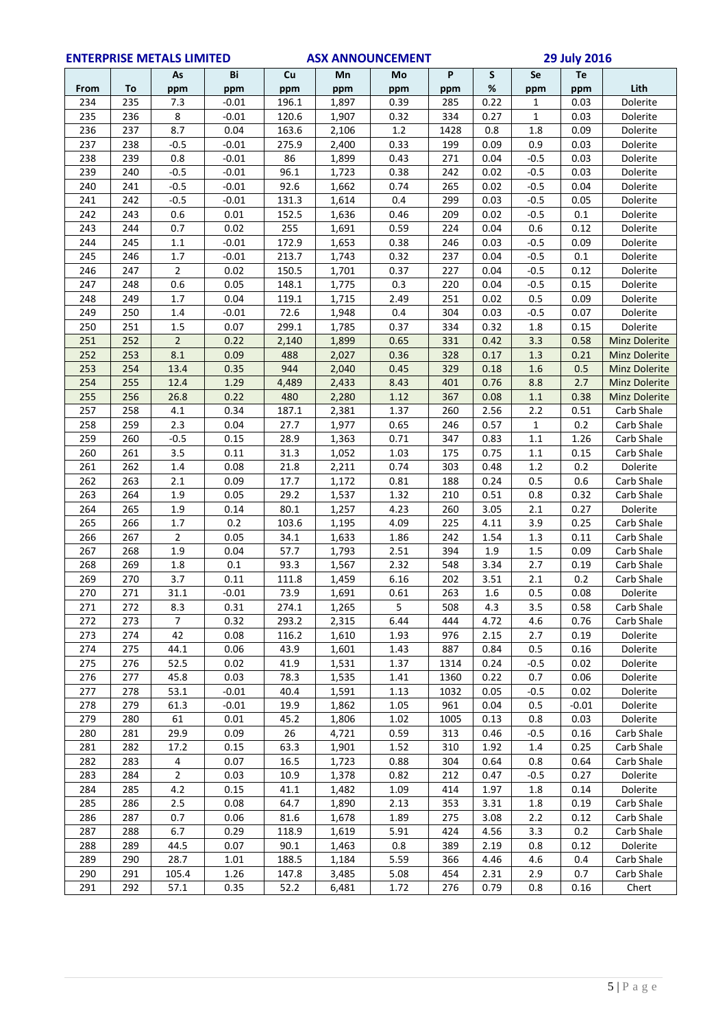| From | To | As ppm | Bi ppm | Cu ppm | Mn ppm | Mo ppm | P ppm | S % | Se ppm | Te ppm | Lith |
|---|---|---|---|---|---|---|---|---|---|---|---|
| 234 | 235 | 7.3 | -0.01 | 196.1 | 1,897 | 0.39 | 285 | 0.22 | 1 | 0.03 | Dolerite |
| 235 | 236 | 8 | -0.01 | 120.6 | 1,907 | 0.32 | 334 | 0.27 | 1 | 0.03 | Dolerite |
| 236 | 237 | 8.7 | 0.04 | 163.6 | 2,106 | 1.2 | 1428 | 0.8 | 1.8 | 0.09 | Dolerite |
| 237 | 238 | -0.5 | -0.01 | 275.9 | 2,400 | 0.33 | 199 | 0.09 | 0.9 | 0.03 | Dolerite |
| 238 | 239 | 0.8 | -0.01 | 86 | 1,899 | 0.43 | 271 | 0.04 | -0.5 | 0.03 | Dolerite |
| 239 | 240 | -0.5 | -0.01 | 96.1 | 1,723 | 0.38 | 242 | 0.02 | -0.5 | 0.03 | Dolerite |
| 240 | 241 | -0.5 | -0.01 | 92.6 | 1,662 | 0.74 | 265 | 0.02 | -0.5 | 0.04 | Dolerite |
| 241 | 242 | -0.5 | -0.01 | 131.3 | 1,614 | 0.4 | 299 | 0.03 | -0.5 | 0.05 | Dolerite |
| 242 | 243 | 0.6 | 0.01 | 152.5 | 1,636 | 0.46 | 209 | 0.02 | -0.5 | 0.1 | Dolerite |
| 243 | 244 | 0.7 | 0.02 | 255 | 1,691 | 0.59 | 224 | 0.04 | 0.6 | 0.12 | Dolerite |
| 244 | 245 | 1.1 | -0.01 | 172.9 | 1,653 | 0.38 | 246 | 0.03 | -0.5 | 0.09 | Dolerite |
| 245 | 246 | 1.7 | -0.01 | 213.7 | 1,743 | 0.32 | 237 | 0.04 | -0.5 | 0.1 | Dolerite |
| 246 | 247 | 2 | 0.02 | 150.5 | 1,701 | 0.37 | 227 | 0.04 | -0.5 | 0.12 | Dolerite |
| 247 | 248 | 0.6 | 0.05 | 148.1 | 1,775 | 0.3 | 220 | 0.04 | -0.5 | 0.15 | Dolerite |
| 248 | 249 | 1.7 | 0.04 | 119.1 | 1,715 | 2.49 | 251 | 0.02 | 0.5 | 0.09 | Dolerite |
| 249 | 250 | 1.4 | -0.01 | 72.6 | 1,948 | 0.4 | 304 | 0.03 | -0.5 | 0.07 | Dolerite |
| 250 | 251 | 1.5 | 0.07 | 299.1 | 1,785 | 0.37 | 334 | 0.32 | 1.8 | 0.15 | Dolerite |
| 251 | 252 | 2 | 0.22 | 2,140 | 1,899 | 0.65 | 331 | 0.42 | 3.3 | 0.58 | Minz Dolerite |
| 252 | 253 | 8.1 | 0.09 | 488 | 2,027 | 0.36 | 328 | 0.17 | 1.3 | 0.21 | Minz Dolerite |
| 253 | 254 | 13.4 | 0.35 | 944 | 2,040 | 0.45 | 329 | 0.18 | 1.6 | 0.5 | Minz Dolerite |
| 254 | 255 | 12.4 | 1.29 | 4,489 | 2,433 | 8.43 | 401 | 0.76 | 8.8 | 2.7 | Minz Dolerite |
| 255 | 256 | 26.8 | 0.22 | 480 | 2,280 | 1.12 | 367 | 0.08 | 1.1 | 0.38 | Minz Dolerite |
| 257 | 258 | 4.1 | 0.34 | 187.1 | 2,381 | 1.37 | 260 | 2.56 | 2.2 | 0.51 | Carb Shale |
| 258 | 259 | 2.3 | 0.04 | 27.7 | 1,977 | 0.65 | 246 | 0.57 | 1 | 0.2 | Carb Shale |
| 259 | 260 | -0.5 | 0.15 | 28.9 | 1,363 | 0.71 | 347 | 0.83 | 1.1 | 1.26 | Carb Shale |
| 260 | 261 | 3.5 | 0.11 | 31.3 | 1,052 | 1.03 | 175 | 0.75 | 1.1 | 0.15 | Carb Shale |
| 261 | 262 | 1.4 | 0.08 | 21.8 | 2,211 | 0.74 | 303 | 0.48 | 1.2 | 0.2 | Dolerite |
| 262 | 263 | 2.1 | 0.09 | 17.7 | 1,172 | 0.81 | 188 | 0.24 | 0.5 | 0.6 | Carb Shale |
| 263 | 264 | 1.9 | 0.05 | 29.2 | 1,537 | 1.32 | 210 | 0.51 | 0.8 | 0.32 | Carb Shale |
| 264 | 265 | 1.9 | 0.14 | 80.1 | 1,257 | 4.23 | 260 | 3.05 | 2.1 | 0.27 | Dolerite |
| 265 | 266 | 1.7 | 0.2 | 103.6 | 1,195 | 4.09 | 225 | 4.11 | 3.9 | 0.25 | Carb Shale |
| 266 | 267 | 2 | 0.05 | 34.1 | 1,633 | 1.86 | 242 | 1.54 | 1.3 | 0.11 | Carb Shale |
| 267 | 268 | 1.9 | 0.04 | 57.7 | 1,793 | 2.51 | 394 | 1.9 | 1.5 | 0.09 | Carb Shale |
| 268 | 269 | 1.8 | 0.1 | 93.3 | 1,567 | 2.32 | 548 | 3.34 | 2.7 | 0.19 | Carb Shale |
| 269 | 270 | 3.7 | 0.11 | 111.8 | 1,459 | 6.16 | 202 | 3.51 | 2.1 | 0.2 | Carb Shale |
| 270 | 271 | 31.1 | -0.01 | 73.9 | 1,691 | 0.61 | 263 | 1.6 | 0.5 | 0.08 | Dolerite |
| 271 | 272 | 8.3 | 0.31 | 274.1 | 1,265 | 5 | 508 | 4.3 | 3.5 | 0.58 | Carb Shale |
| 272 | 273 | 7 | 0.32 | 293.2 | 2,315 | 6.44 | 444 | 4.72 | 4.6 | 0.76 | Carb Shale |
| 273 | 274 | 42 | 0.08 | 116.2 | 1,610 | 1.93 | 976 | 2.15 | 2.7 | 0.19 | Dolerite |
| 274 | 275 | 44.1 | 0.06 | 43.9 | 1,601 | 1.43 | 887 | 0.84 | 0.5 | 0.16 | Dolerite |
| 275 | 276 | 52.5 | 0.02 | 41.9 | 1,531 | 1.37 | 1314 | 0.24 | -0.5 | 0.02 | Dolerite |
| 276 | 277 | 45.8 | 0.03 | 78.3 | 1,535 | 1.41 | 1360 | 0.22 | 0.7 | 0.06 | Dolerite |
| 277 | 278 | 53.1 | -0.01 | 40.4 | 1,591 | 1.13 | 1032 | 0.05 | -0.5 | 0.02 | Dolerite |
| 278 | 279 | 61.3 | -0.01 | 19.9 | 1,862 | 1.05 | 961 | 0.04 | 0.5 | -0.01 | Dolerite |
| 279 | 280 | 61 | 0.01 | 45.2 | 1,806 | 1.02 | 1005 | 0.13 | 0.8 | 0.03 | Dolerite |
| 280 | 281 | 29.9 | 0.09 | 26 | 4,721 | 0.59 | 313 | 0.46 | -0.5 | 0.16 | Carb Shale |
| 281 | 282 | 17.2 | 0.15 | 63.3 | 1,901 | 1.52 | 310 | 1.92 | 1.4 | 0.25 | Carb Shale |
| 282 | 283 | 4 | 0.07 | 16.5 | 1,723 | 0.88 | 304 | 0.64 | 0.8 | 0.64 | Carb Shale |
| 283 | 284 | 2 | 0.03 | 10.9 | 1,378 | 0.82 | 212 | 0.47 | -0.5 | 0.27 | Dolerite |
| 284 | 285 | 4.2 | 0.15 | 41.1 | 1,482 | 1.09 | 414 | 1.97 | 1.8 | 0.14 | Dolerite |
| 285 | 286 | 2.5 | 0.08 | 64.7 | 1,890 | 2.13 | 353 | 3.31 | 1.8 | 0.19 | Carb Shale |
| 286 | 287 | 0.7 | 0.06 | 81.6 | 1,678 | 1.89 | 275 | 3.08 | 2.2 | 0.12 | Carb Shale |
| 287 | 288 | 6.7 | 0.29 | 118.9 | 1,619 | 5.91 | 424 | 4.56 | 3.3 | 0.2 | Carb Shale |
| 288 | 289 | 44.5 | 0.07 | 90.1 | 1,463 | 0.8 | 389 | 2.19 | 0.8 | 0.12 | Dolerite |
| 289 | 290 | 28.7 | 1.01 | 188.5 | 1,184 | 5.59 | 366 | 4.46 | 4.6 | 0.4 | Carb Shale |
| 290 | 291 | 105.4 | 1.26 | 147.8 | 3,485 | 5.08 | 454 | 2.31 | 2.9 | 0.7 | Carb Shale |
| 291 | 292 | 57.1 | 0.35 | 52.2 | 6,481 | 1.72 | 276 | 0.79 | 0.8 | 0.16 | Chert |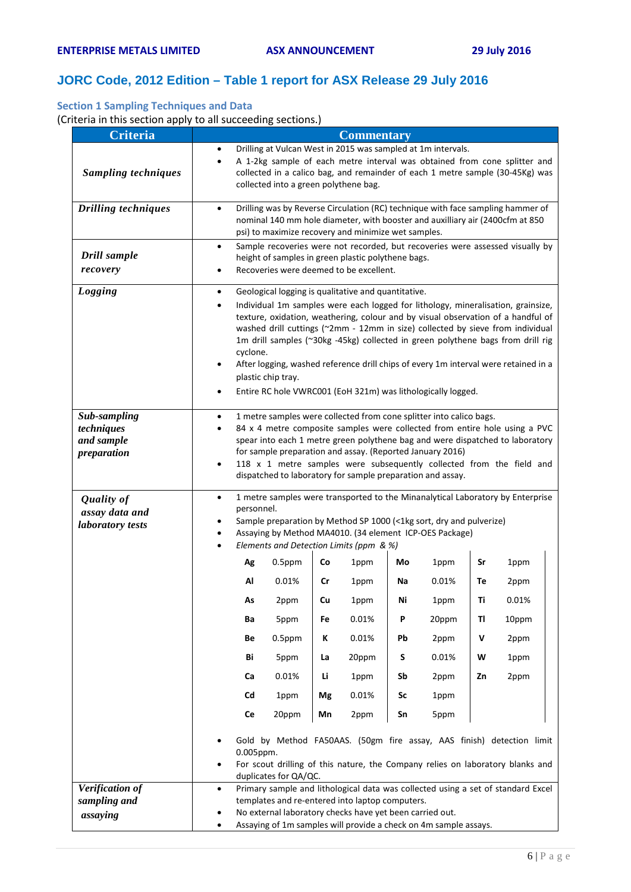## JORC Code, 2012 Edition – Table 1 report for ASX Release 29 July 2016

### Section 1 Sampling Techniques and Data

(Criteria in this section apply to all succeeding sections.)

| Criteria | Commentary |
|---|---|
| ***Sampling techniques*** | • Drilling at Vulcan West in 2015 was sampled at 1m intervals.<br>• A 1-2kg sample of each metre interval was obtained from cone splitter and collected in a calico bag, and remainder of each 1 metre sample (30-45Kg) was collected into a green polythene bag. |
| ***Drilling techniques*** | • Drilling was by Reverse Circulation (RC) technique with face sampling hammer of nominal 140 mm hole diameter, with booster and auxilliary air (2400cfm at 850 psi) to maximize recovery and minimize wet samples. |
| ***Drill sample recovery*** | • Sample recoveries were not recorded, but recoveries were assessed visually by height of samples in green plastic polythene bags.<br>• Recoveries were deemed to be excellent. |
| ***Logging*** | • Geological logging is qualitative and quantitative.<br>• Individual 1m samples were each logged for lithology, mineralisation, grainsize, texture, oxidation, weathering, colour and by visual observation of a handful of washed drill cuttings (~2mm - 12mm in size) collected by sieve from individual 1m drill samples (~30kg -45kg) collected in green polythene bags from drill rig cyclone.<br>• After logging, washed reference drill chips of every 1m interval were retained in a plastic chip tray.<br>• Entire RC hole VWRC001 (EoH 321m) was lithologically logged. |
| ***Sub-sampling techniques and sample preparation*** | • 1 metre samples were collected from cone splitter into calico bags.<br>• 84 x 4 metre composite samples were collected from entire hole using a PVC spear into each 1 metre green polythene bag and were dispatched to laboratory for sample preparation and assay. (Reported January 2016)<br>• 118 x 1 metre samples were subsequently collected from the field and dispatched to laboratory for sample preparation and assay. |
| ***Quality of assay data and laboratory tests*** | • 1 metre samples were transported to the Minanalytical Laboratory by Enterprise personnel.<br>• Sample preparation by Method SP 1000 (<1kg sort, dry and pulverize)<br>• Assaying by Method MA4010. (34 element ICP-OES Package)<br>• *Elements and Detection Limits (ppm & %)*<br><br>**Ag** 0.5ppm, **Al** 0.01%, **As** 2ppm, **Ba** 5ppm, **Be** 0.5ppm, **Bi** 5ppm, **Ca** 0.01%, **Cd** 1ppm, **Ce** 20ppm;<br>**Co** 1ppm, **Cr** 1ppm, **Cu** 1ppm, **Fe** 0.01%, **K** 0.01%, **La** 20ppm, **Li** 1ppm, **Mg** 0.01%, **Mn** 2ppm;<br>**Mo** 1ppm, **Na** 0.01%, **Ni** 1ppm, **P** 20ppm, **Pb** 2ppm, **S** 0.01%, **Sb** 2ppm, **Sc** 1ppm, **Sn** 5ppm;<br>**Sr** 1ppm, **Te** 2ppm, **Ti** 0.01%, **Tl** 10ppm, **V** 2ppm, **W** 1ppm, **Zn** 2ppm<br><br>• Gold by Method FA50AAS. (50gm fire assay, AAS finish) detection limit 0.005ppm.<br>• For scout drilling of this nature, the Company relies on laboratory blanks and duplicates for QA/QC. |
| ***Verification of sampling and assaying*** | • Primary sample and lithological data was collected using a set of standard Excel templates and re-entered into laptop computers.<br>• No external laboratory checks have yet been carried out.<br>• Assaying of 1m samples will provide a check on 4m sample assays. |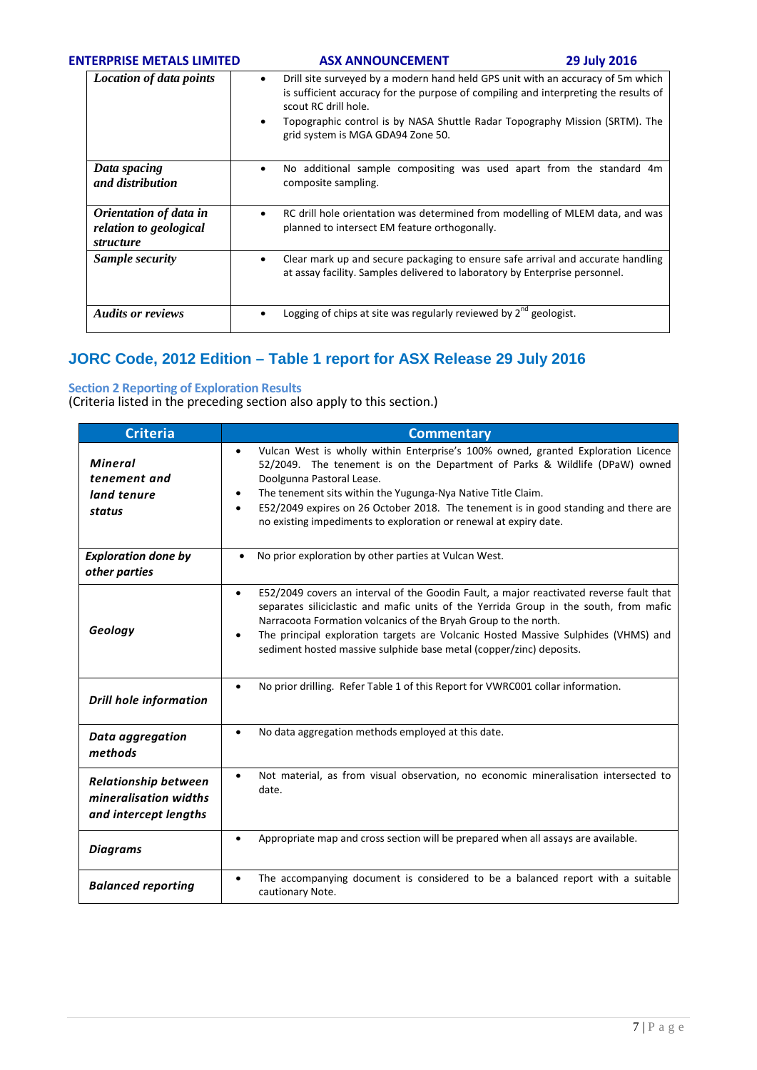| | |
|---|---|
| ***Location of data points*** | • Drill site surveyed by a modern hand held GPS unit with an accuracy of 5m which is sufficient accuracy for the purpose of compiling and interpreting the results of scout RC drill hole.<br>• Topographic control is by NASA Shuttle Radar Topography Mission (SRTM). The grid system is MGA GDA94 Zone 50. |
| ***Data spacing and distribution*** | • No additional sample compositing was used apart from the standard 4m composite sampling. |
| ***Orientation of data in relation to geological structure*** | • RC drill hole orientation was determined from modelling of MLEM data, and was planned to intersect EM feature orthogonally. |
| ***Sample security*** | • Clear mark up and secure packaging to ensure safe arrival and accurate handling at assay facility. Samples delivered to laboratory by Enterprise personnel. |
| ***Audits or reviews*** | • Logging of chips at site was regularly reviewed by 2nd geologist. |

## JORC Code, 2012 Edition – Table 1 report for ASX Release 29 July 2016

### Section 2 Reporting of Exploration Results

(Criteria listed in the preceding section also apply to this section.)

| Criteria | Commentary |
|---|---|
| ***Mineral tenement and land tenure status*** | • Vulcan West is wholly within Enterprise's 100% owned, granted Exploration Licence 52/2049. The tenement is on the Department of Parks & Wildlife (DPaW) owned Doolgunna Pastoral Lease.<br>• The tenement sits within the Yugunga-Nya Native Title Claim.<br>• E52/2049 expires on 26 October 2018. The tenement is in good standing and there are no existing impediments to exploration or renewal at expiry date. |
| ***Exploration done by other parties*** | • No prior exploration by other parties at Vulcan West. |
| ***Geology*** | • E52/2049 covers an interval of the Goodin Fault, a major reactivated reverse fault that separates siliciclastic and mafic units of the Yerrida Group in the south, from mafic Narracoota Formation volcanics of the Bryah Group to the north.<br>• The principal exploration targets are Volcanic Hosted Massive Sulphides (VHMS) and sediment hosted massive sulphide base metal (copper/zinc) deposits. |
| ***Drill hole information*** | • No prior drilling. Refer Table 1 of this Report for VWRC001 collar information. |
| ***Data aggregation methods*** | • No data aggregation methods employed at this date. |
| ***Relationship between mineralisation widths and intercept lengths*** | • Not material, as from visual observation, no economic mineralisation intersected to date. |
| ***Diagrams*** | • Appropriate map and cross section will be prepared when all assays are available. |
| ***Balanced reporting*** | • The accompanying document is considered to be a balanced report with a suitable cautionary Note. |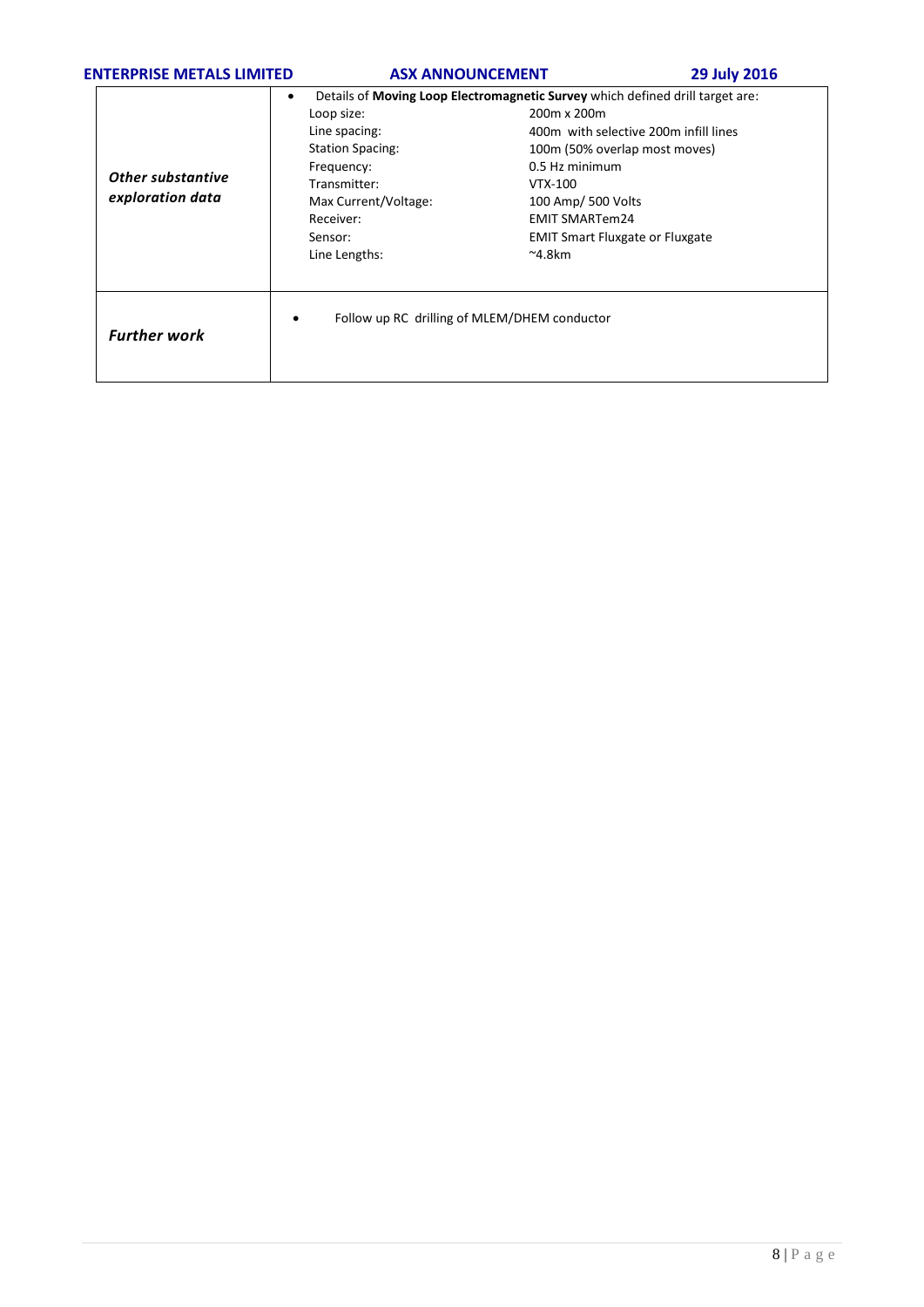| | |
|---|---|
| ***Other substantive exploration data*** | • Details of **Moving Loop Electromagnetic Survey** which defined drill target are:<br>Loop size: 200m x 200m<br>Line spacing: 400m with selective 200m infill lines<br>Station Spacing: 100m (50% overlap most moves)<br>Frequency: 0.5 Hz minimum<br>Transmitter: VTX-100<br>Max Current/Voltage: 100 Amp/ 500 Volts<br>Receiver: EMIT SMARTem24<br>Sensor: EMIT Smart Fluxgate or Fluxgate<br>Line Lengths: ~4.8km |
| ***Further work*** | • Follow up RC drilling of MLEM/DHEM conductor |